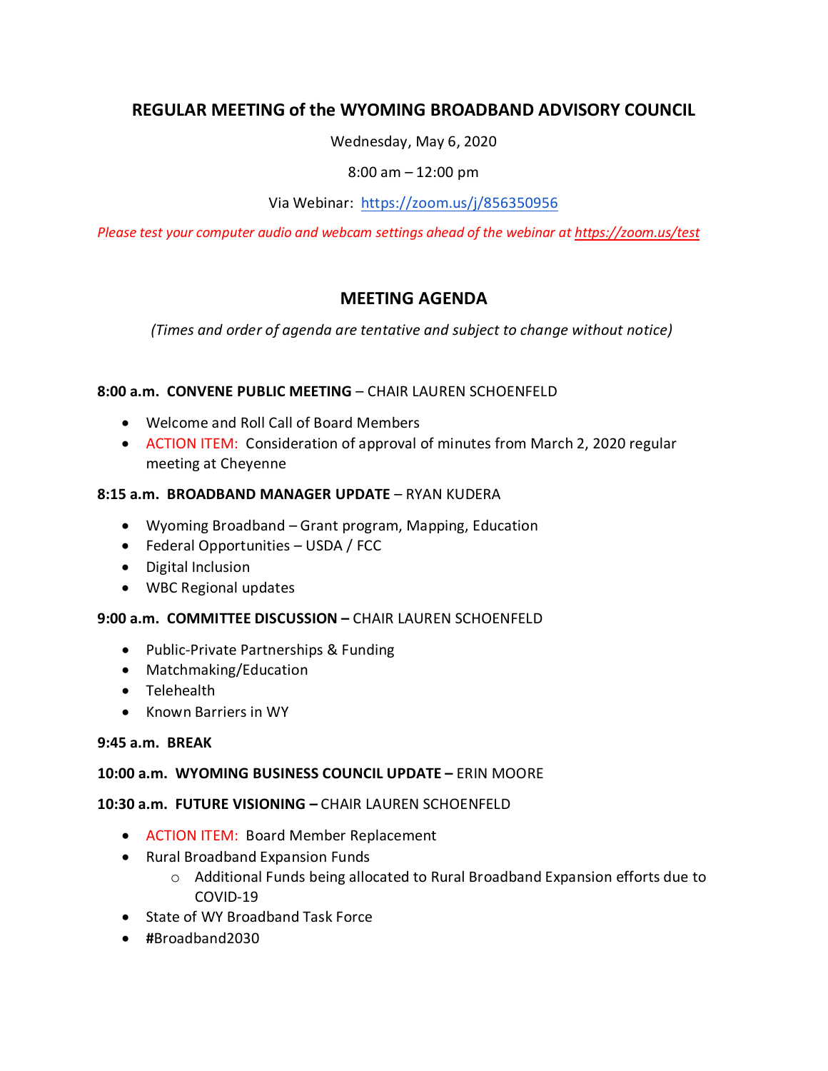# REGULAR MEETING of the WYOMING BROADBAND ADVISORY COUNCIL

Wednesday, May 6, 2020

8:00 am – 12:00 pm

Via Webinar: https://zoom.us/j/856350956

*Please test your computer audio and webcam settings ahead of the webinar at https://zoom.us/test*

## MEETING AGENDA

*(Times and order of agenda are tentative and subject to change without notice)*

**8:00 a.m. CONVENE PUBLIC MEETING** – CHAIR LAUREN SCHOENFELD

- Welcome and Roll Call of Board Members
- ACTION ITEM: Consideration of approval of minutes from March 2, 2020 regular meeting at Cheyenne

**8:15 a.m. BROADBAND MANAGER UPDATE** – RYAN KUDERA

- Wyoming Broadband – Grant program, Mapping, Education
- Federal Opportunities – USDA / FCC
- Digital Inclusion
- WBC Regional updates

**9:00 a.m. COMMITTEE DISCUSSION –** CHAIR LAUREN SCHOENFELD

- Public-Private Partnerships & Funding
- Matchmaking/Education
- Telehealth
- Known Barriers in WY

**9:45 a.m. BREAK**

**10:00 a.m. WYOMING BUSINESS COUNCIL UPDATE –** ERIN MOORE

**10:30 a.m. FUTURE VISIONING –** CHAIR LAUREN SCHOENFELD

- ACTION ITEM: Board Member Replacement
- Rural Broadband Expansion Funds
  - Additional Funds being allocated to Rural Broadband Expansion efforts due to COVID-19
- State of WY Broadband Task Force
- #Broadband2030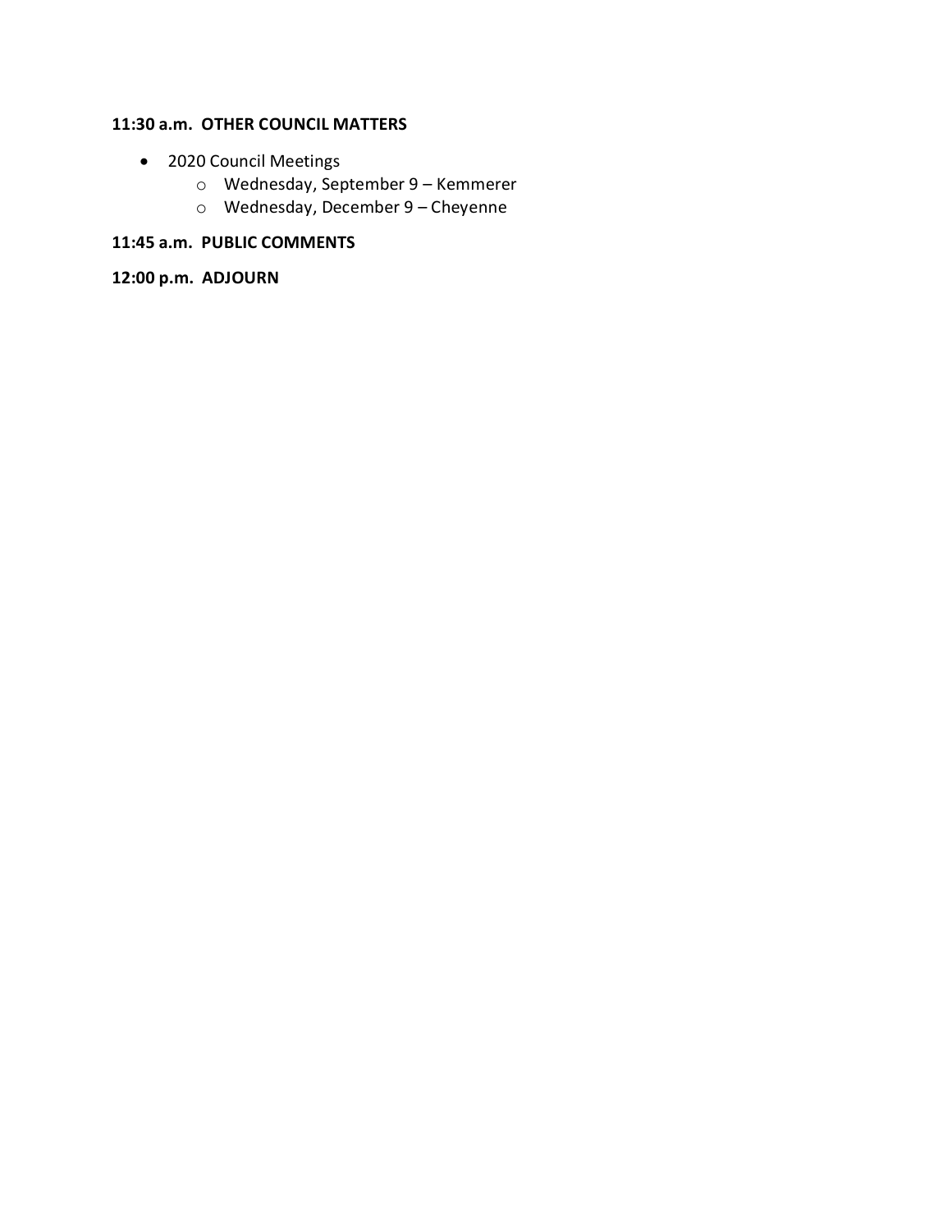**11:30 a.m. OTHER COUNCIL MATTERS**

- 2020 Council Meetings
  - Wednesday, September 9 – Kemmerer
  - Wednesday, December 9 – Cheyenne

**11:45 a.m. PUBLIC COMMENTS**

**12:00 p.m. ADJOURN**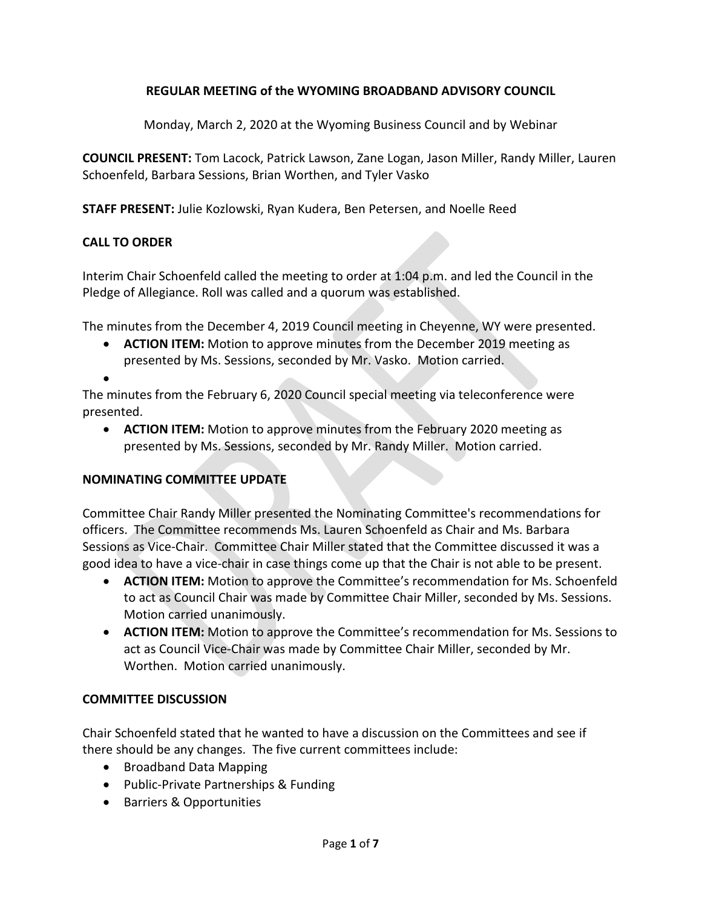**REGULAR MEETING of the WYOMING BROADBAND ADVISORY COUNCIL**

Monday, March 2, 2020 at the Wyoming Business Council and by Webinar

**COUNCIL PRESENT:** Tom Lacock, Patrick Lawson, Zane Logan, Jason Miller, Randy Miller, Lauren Schoenfeld, Barbara Sessions, Brian Worthen, and Tyler Vasko

**STAFF PRESENT:** Julie Kozlowski, Ryan Kudera, Ben Petersen, and Noelle Reed

## CALL TO ORDER

Interim Chair Schoenfeld called the meeting to order at 1:04 p.m. and led the Council in the Pledge of Allegiance. Roll was called and a quorum was established.

The minutes from the December 4, 2019 Council meeting in Cheyenne, WY were presented.

- **ACTION ITEM:** Motion to approve minutes from the December 2019 meeting as presented by Ms. Sessions, seconded by Mr. Vasko. Motion carried.

The minutes from the February 6, 2020 Council special meeting via teleconference were presented.

- **ACTION ITEM:** Motion to approve minutes from the February 2020 meeting as presented by Ms. Sessions, seconded by Mr. Randy Miller. Motion carried.

## NOMINATING COMMITTEE UPDATE

Committee Chair Randy Miller presented the Nominating Committee's recommendations for officers. The Committee recommends Ms. Lauren Schoenfeld as Chair and Ms. Barbara Sessions as Vice-Chair. Committee Chair Miller stated that the Committee discussed it was a good idea to have a vice-chair in case things come up that the Chair is not able to be present.

- **ACTION ITEM:** Motion to approve the Committee's recommendation for Ms. Schoenfeld to act as Council Chair was made by Committee Chair Miller, seconded by Ms. Sessions. Motion carried unanimously.
- **ACTION ITEM:** Motion to approve the Committee's recommendation for Ms. Sessions to act as Council Vice-Chair was made by Committee Chair Miller, seconded by Mr. Worthen. Motion carried unanimously.

## COMMITTEE DISCUSSION

Chair Schoenfeld stated that he wanted to have a discussion on the Committees and see if there should be any changes. The five current committees include:

- Broadband Data Mapping
- Public-Private Partnerships & Funding
- Barriers & Opportunities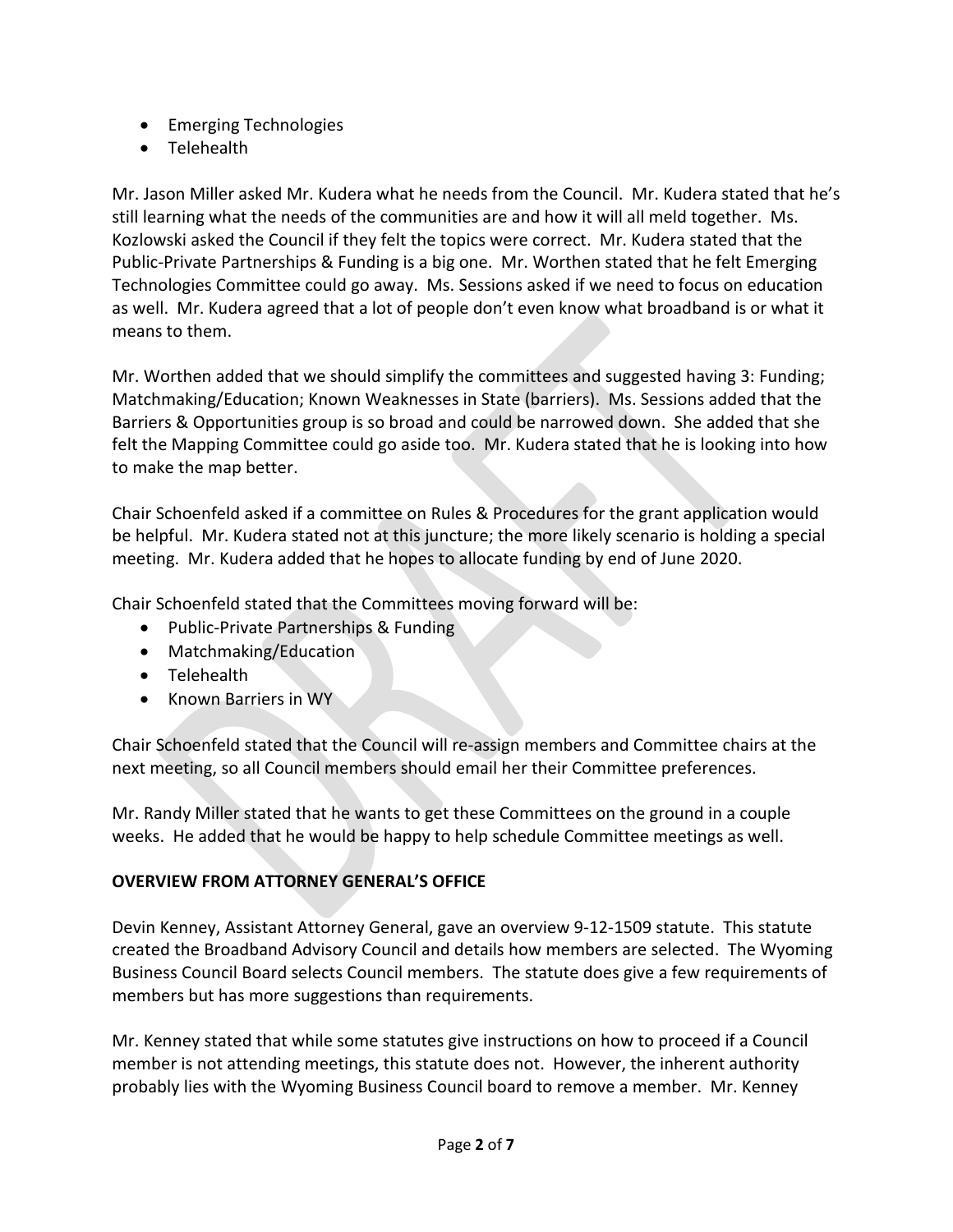- Emerging Technologies
- Telehealth

Mr. Jason Miller asked Mr. Kudera what he needs from the Council. Mr. Kudera stated that he's still learning what the needs of the communities are and how it will all meld together. Ms. Kozlowski asked the Council if they felt the topics were correct. Mr. Kudera stated that the Public-Private Partnerships & Funding is a big one. Mr. Worthen stated that he felt Emerging Technologies Committee could go away. Ms. Sessions asked if we need to focus on education as well. Mr. Kudera agreed that a lot of people don't even know what broadband is or what it means to them.

Mr. Worthen added that we should simplify the committees and suggested having 3: Funding; Matchmaking/Education; Known Weaknesses in State (barriers). Ms. Sessions added that the Barriers & Opportunities group is so broad and could be narrowed down. She added that she felt the Mapping Committee could go aside too. Mr. Kudera stated that he is looking into how to make the map better.

Chair Schoenfeld asked if a committee on Rules & Procedures for the grant application would be helpful. Mr. Kudera stated not at this juncture; the more likely scenario is holding a special meeting. Mr. Kudera added that he hopes to allocate funding by end of June 2020.

Chair Schoenfeld stated that the Committees moving forward will be:

- Public-Private Partnerships & Funding
- Matchmaking/Education
- Telehealth
- Known Barriers in WY

Chair Schoenfeld stated that the Council will re-assign members and Committee chairs at the next meeting, so all Council members should email her their Committee preferences.

Mr. Randy Miller stated that he wants to get these Committees on the ground in a couple weeks. He added that he would be happy to help schedule Committee meetings as well.

**OVERVIEW FROM ATTORNEY GENERAL'S OFFICE**

Devin Kenney, Assistant Attorney General, gave an overview 9-12-1509 statute. This statute created the Broadband Advisory Council and details how members are selected. The Wyoming Business Council Board selects Council members. The statute does give a few requirements of members but has more suggestions than requirements.

Mr. Kenney stated that while some statutes give instructions on how to proceed if a Council member is not attending meetings, this statute does not. However, the inherent authority probably lies with the Wyoming Business Council board to remove a member. Mr. Kenney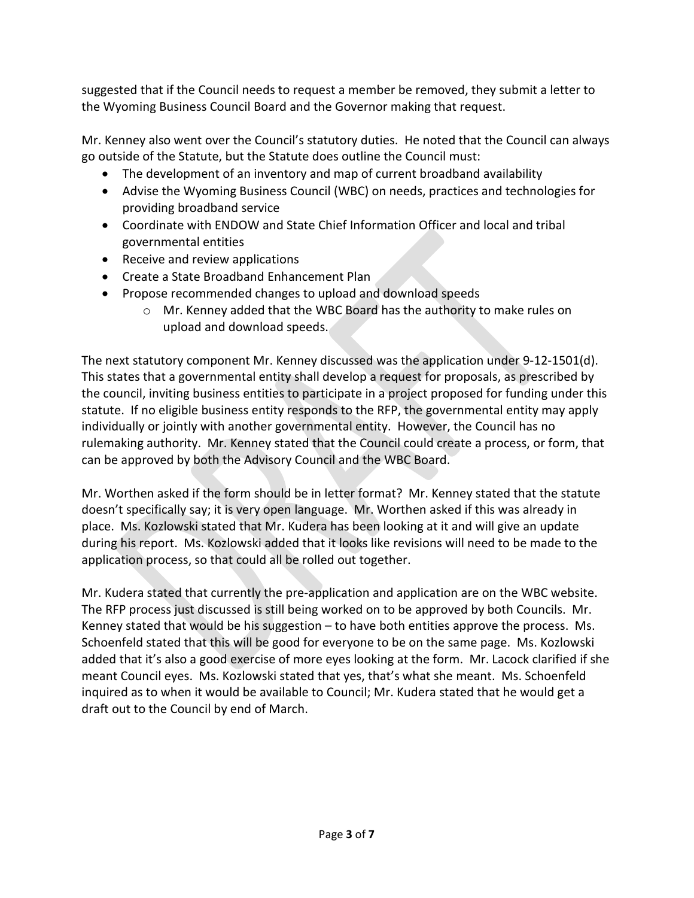suggested that if the Council needs to request a member be removed, they submit a letter to the Wyoming Business Council Board and the Governor making that request.

Mr. Kenney also went over the Council's statutory duties. He noted that the Council can always go outside of the Statute, but the Statute does outline the Council must:

- The development of an inventory and map of current broadband availability
- Advise the Wyoming Business Council (WBC) on needs, practices and technologies for providing broadband service
- Coordinate with ENDOW and State Chief Information Officer and local and tribal governmental entities
- Receive and review applications
- Create a State Broadband Enhancement Plan
- Propose recommended changes to upload and download speeds
    - Mr. Kenney added that the WBC Board has the authority to make rules on upload and download speeds.

The next statutory component Mr. Kenney discussed was the application under 9-12-1501(d). This states that a governmental entity shall develop a request for proposals, as prescribed by the council, inviting business entities to participate in a project proposed for funding under this statute. If no eligible business entity responds to the RFP, the governmental entity may apply individually or jointly with another governmental entity. However, the Council has no rulemaking authority. Mr. Kenney stated that the Council could create a process, or form, that can be approved by both the Advisory Council and the WBC Board.

Mr. Worthen asked if the form should be in letter format? Mr. Kenney stated that the statute doesn't specifically say; it is very open language. Mr. Worthen asked if this was already in place. Ms. Kozlowski stated that Mr. Kudera has been looking at it and will give an update during his report. Ms. Kozlowski added that it looks like revisions will need to be made to the application process, so that could all be rolled out together.

Mr. Kudera stated that currently the pre-application and application are on the WBC website. The RFP process just discussed is still being worked on to be approved by both Councils. Mr. Kenney stated that would be his suggestion – to have both entities approve the process. Ms. Schoenfeld stated that this will be good for everyone to be on the same page. Ms. Kozlowski added that it's also a good exercise of more eyes looking at the form. Mr. Lacock clarified if she meant Council eyes. Ms. Kozlowski stated that yes, that's what she meant. Ms. Schoenfeld inquired as to when it would be available to Council; Mr. Kudera stated that he would get a draft out to the Council by end of March.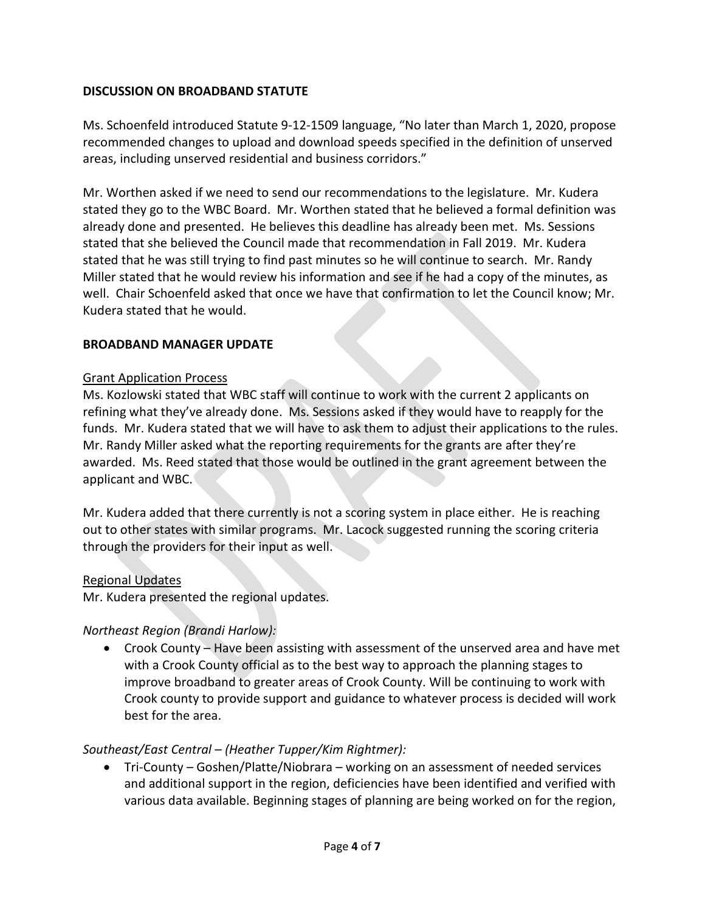## DISCUSSION ON BROADBAND STATUTE

Ms. Schoenfeld introduced Statute 9-12-1509 language, "No later than March 1, 2020, propose recommended changes to upload and download speeds specified in the definition of unserved areas, including unserved residential and business corridors."

Mr. Worthen asked if we need to send our recommendations to the legislature. Mr. Kudera stated they go to the WBC Board. Mr. Worthen stated that he believed a formal definition was already done and presented. He believes this deadline has already been met. Ms. Sessions stated that she believed the Council made that recommendation in Fall 2019. Mr. Kudera stated that he was still trying to find past minutes so he will continue to search. Mr. Randy Miller stated that he would review his information and see if he had a copy of the minutes, as well. Chair Schoenfeld asked that once we have that confirmation to let the Council know; Mr. Kudera stated that he would.

## BROADBAND MANAGER UPDATE

<u>Grant Application Process</u>

Ms. Kozlowski stated that WBC staff will continue to work with the current 2 applicants on refining what they've already done. Ms. Sessions asked if they would have to reapply for the funds. Mr. Kudera stated that we will have to ask them to adjust their applications to the rules. Mr. Randy Miller asked what the reporting requirements for the grants are after they're awarded. Ms. Reed stated that those would be outlined in the grant agreement between the applicant and WBC.

Mr. Kudera added that there currently is not a scoring system in place either. He is reaching out to other states with similar programs. Mr. Lacock suggested running the scoring criteria through the providers for their input as well.

<u>Regional Updates</u>

Mr. Kudera presented the regional updates.

*Northeast Region (Brandi Harlow):*

- Crook County – Have been assisting with assessment of the unserved area and have met with a Crook County official as to the best way to approach the planning stages to improve broadband to greater areas of Crook County. Will be continuing to work with Crook county to provide support and guidance to whatever process is decided will work best for the area.

*Southeast/East Central – (Heather Tupper/Kim Rightmer):*

- Tri-County – Goshen/Platte/Niobrara – working on an assessment of needed services and additional support in the region, deficiencies have been identified and verified with various data available. Beginning stages of planning are being worked on for the region,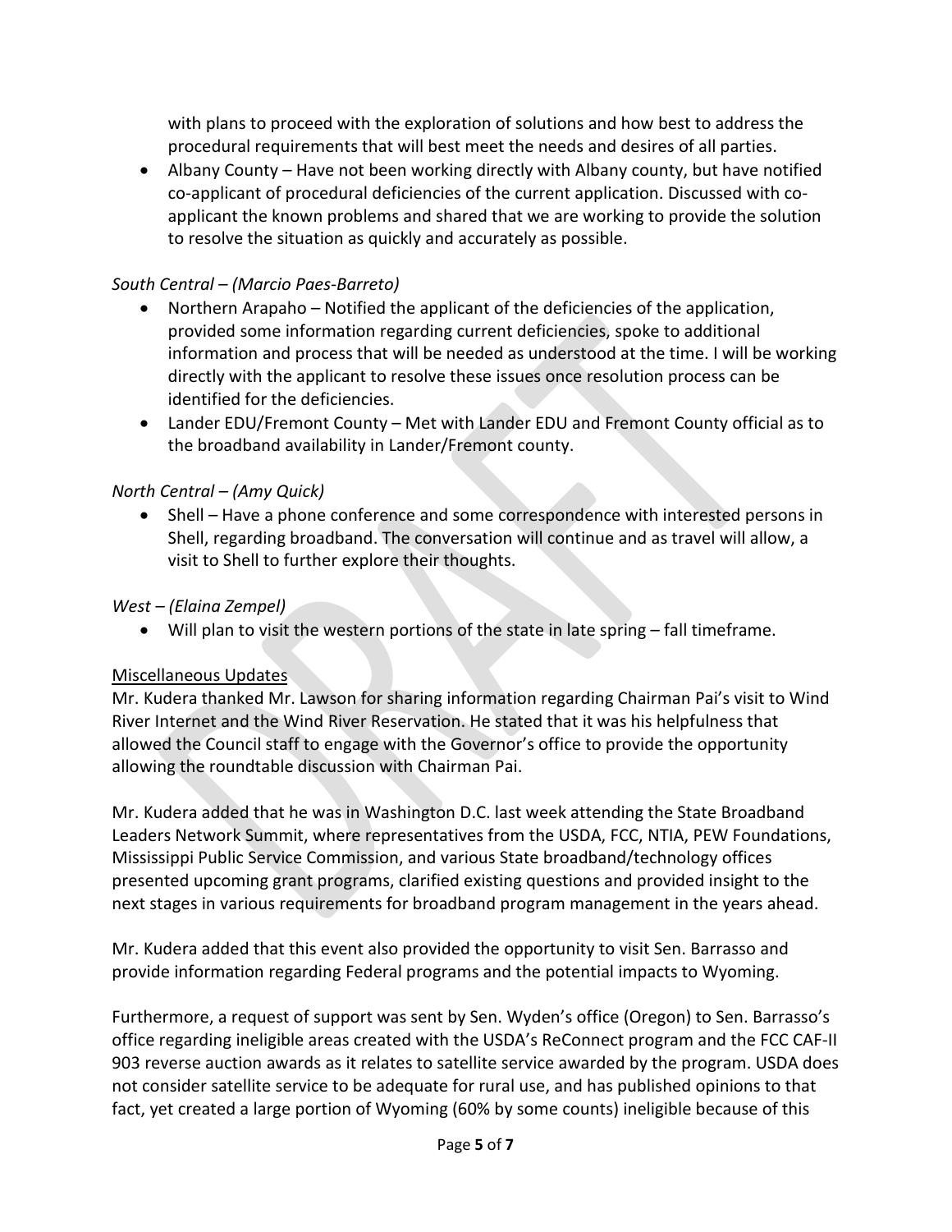with plans to proceed with the exploration of solutions and how best to address the procedural requirements that will best meet the needs and desires of all parties.

- Albany County – Have not been working directly with Albany county, but have notified co-applicant of procedural deficiencies of the current application. Discussed with co-applicant the known problems and shared that we are working to provide the solution to resolve the situation as quickly and accurately as possible.

*South Central – (Marcio Paes-Barreto)*

- Northern Arapaho – Notified the applicant of the deficiencies of the application, provided some information regarding current deficiencies, spoke to additional information and process that will be needed as understood at the time. I will be working directly with the applicant to resolve these issues once resolution process can be identified for the deficiencies.
- Lander EDU/Fremont County – Met with Lander EDU and Fremont County official as to the broadband availability in Lander/Fremont county.

*North Central – (Amy Quick)*

- Shell – Have a phone conference and some correspondence with interested persons in Shell, regarding broadband. The conversation will continue and as travel will allow, a visit to Shell to further explore their thoughts.

*West – (Elaina Zempel)*

- Will plan to visit the western portions of the state in late spring – fall timeframe.

<u>Miscellaneous Updates</u>

Mr. Kudera thanked Mr. Lawson for sharing information regarding Chairman Pai's visit to Wind River Internet and the Wind River Reservation. He stated that it was his helpfulness that allowed the Council staff to engage with the Governor's office to provide the opportunity allowing the roundtable discussion with Chairman Pai.

Mr. Kudera added that he was in Washington D.C. last week attending the State Broadband Leaders Network Summit, where representatives from the USDA, FCC, NTIA, PEW Foundations, Mississippi Public Service Commission, and various State broadband/technology offices presented upcoming grant programs, clarified existing questions and provided insight to the next stages in various requirements for broadband program management in the years ahead.

Mr. Kudera added that this event also provided the opportunity to visit Sen. Barrasso and provide information regarding Federal programs and the potential impacts to Wyoming.

Furthermore, a request of support was sent by Sen. Wyden's office (Oregon) to Sen. Barrasso's office regarding ineligible areas created with the USDA's ReConnect program and the FCC CAF-II 903 reverse auction awards as it relates to satellite service awarded by the program. USDA does not consider satellite service to be adequate for rural use, and has published opinions to that fact, yet created a large portion of Wyoming (60% by some counts) ineligible because of this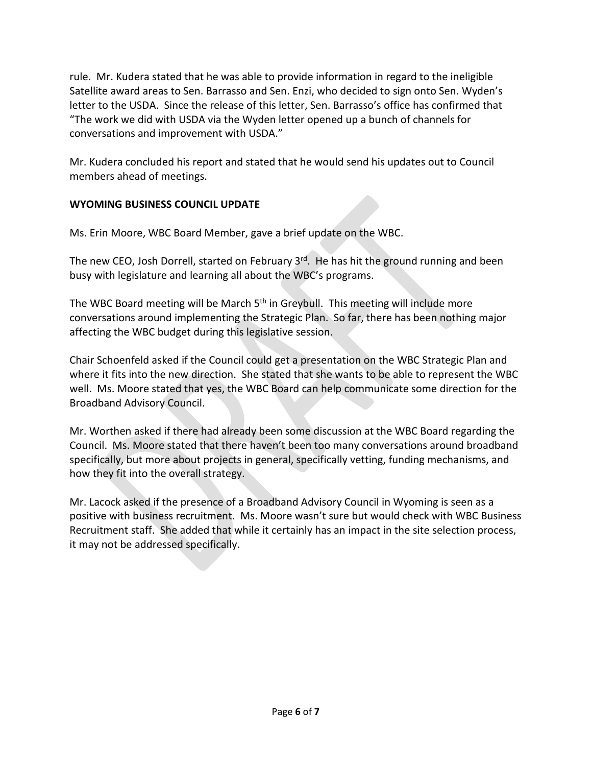rule. Mr. Kudera stated that he was able to provide information in regard to the ineligible Satellite award areas to Sen. Barrasso and Sen. Enzi, who decided to sign onto Sen. Wyden's letter to the USDA. Since the release of this letter, Sen. Barrasso's office has confirmed that "The work we did with USDA via the Wyden letter opened up a bunch of channels for conversations and improvement with USDA."

Mr. Kudera concluded his report and stated that he would send his updates out to Council members ahead of meetings.

**WYOMING BUSINESS COUNCIL UPDATE**

Ms. Erin Moore, WBC Board Member, gave a brief update on the WBC.

The new CEO, Josh Dorrell, started on February 3rd. He has hit the ground running and been busy with legislature and learning all about the WBC's programs.

The WBC Board meeting will be March 5th in Greybull. This meeting will include more conversations around implementing the Strategic Plan. So far, there has been nothing major affecting the WBC budget during this legislative session.

Chair Schoenfeld asked if the Council could get a presentation on the WBC Strategic Plan and where it fits into the new direction. She stated that she wants to be able to represent the WBC well. Ms. Moore stated that yes, the WBC Board can help communicate some direction for the Broadband Advisory Council.

Mr. Worthen asked if there had already been some discussion at the WBC Board regarding the Council. Ms. Moore stated that there haven't been too many conversations around broadband specifically, but more about projects in general, specifically vetting, funding mechanisms, and how they fit into the overall strategy.

Mr. Lacock asked if the presence of a Broadband Advisory Council in Wyoming is seen as a positive with business recruitment. Ms. Moore wasn't sure but would check with WBC Business Recruitment staff. She added that while it certainly has an impact in the site selection process, it may not be addressed specifically.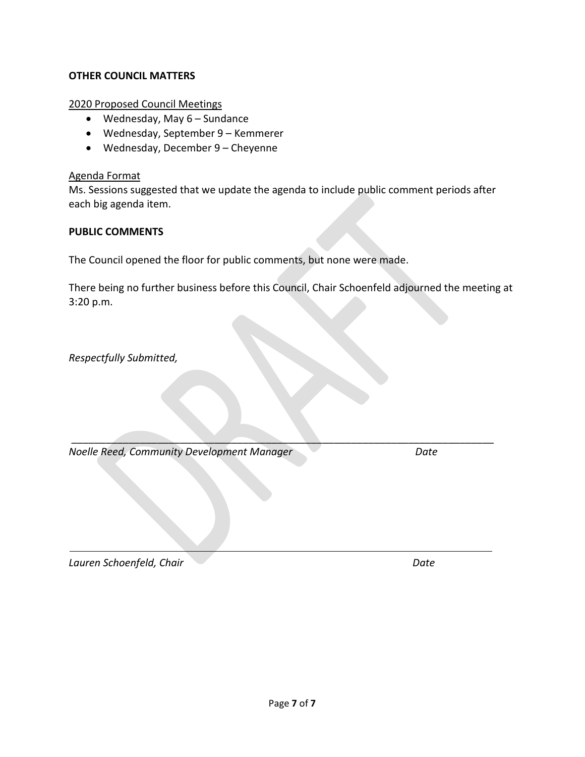**OTHER COUNCIL MATTERS**

2020 Proposed Council Meetings

- Wednesday, May 6 – Sundance
- Wednesday, September 9 – Kemmerer
- Wednesday, December 9 – Cheyenne

Agenda Format

Ms. Sessions suggested that we update the agenda to include public comment periods after each big agenda item.

**PUBLIC COMMENTS**

The Council opened the floor for public comments, but none were made.

There being no further business before this Council, Chair Schoenfeld adjourned the meeting at 3:20 p.m.

*Respectfully Submitted,*

______________________________________________________________________________

*Noelle Reed, Community Development Manager* *Date*

______________________________________________________________________________

*Lauren Schoenfeld, Chair* *Date*